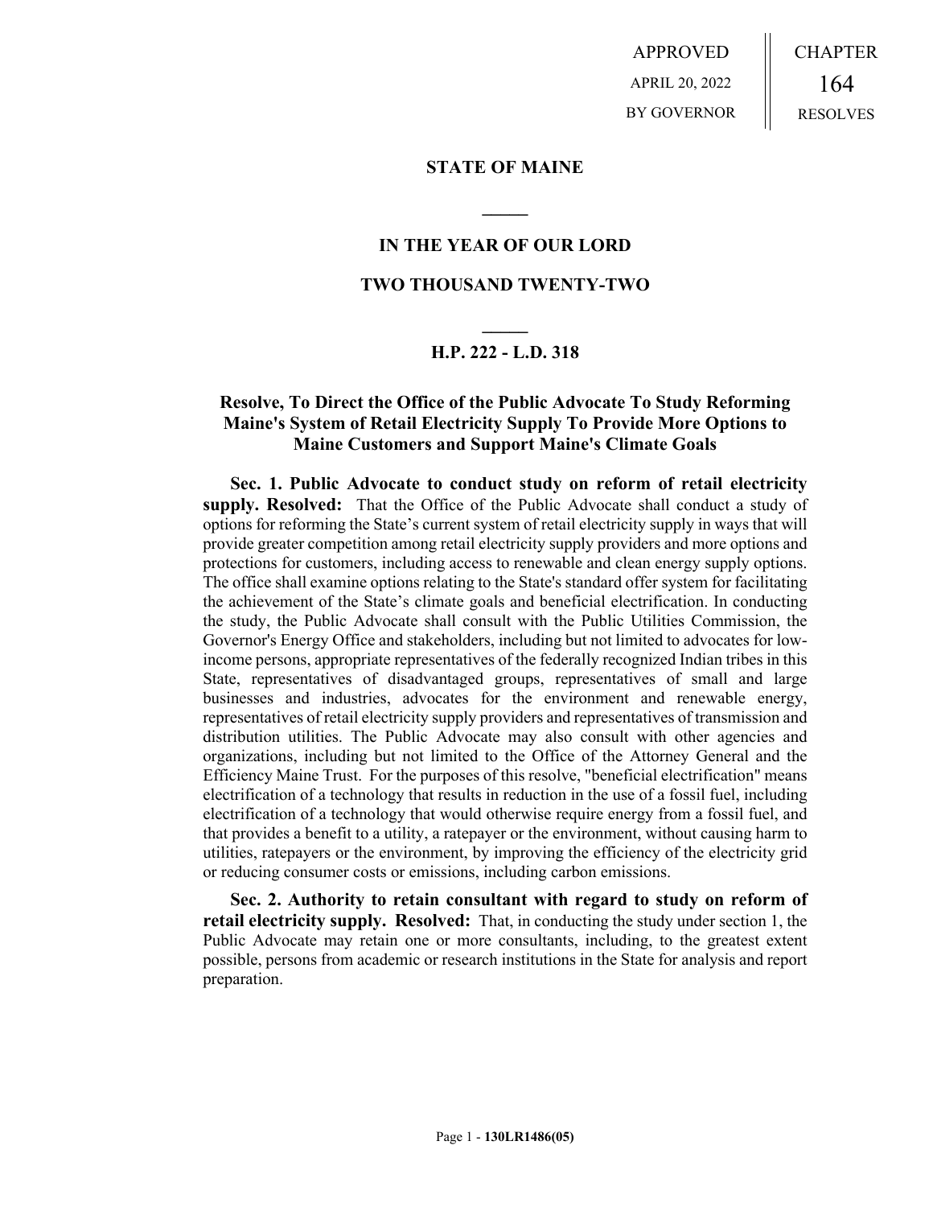APPROVED
APRIL 20, 2022
BY GOVERNOR

CHAPTER
164
RESOLVES

# STATE OF MAINE

## IN THE YEAR OF OUR LORD

## TWO THOUSAND TWENTY-TWO

## H.P. 222 - L.D. 318

## Resolve, To Direct the Office of the Public Advocate To Study Reforming Maine's System of Retail Electricity Supply To Provide More Options to Maine Customers and Support Maine's Climate Goals

**Sec. 1. Public Advocate to conduct study on reform of retail electricity supply. Resolved:** That the Office of the Public Advocate shall conduct a study of options for reforming the State's current system of retail electricity supply in ways that will provide greater competition among retail electricity supply providers and more options and protections for customers, including access to renewable and clean energy supply options. The office shall examine options relating to the State's standard offer system for facilitating the achievement of the State's climate goals and beneficial electrification. In conducting the study, the Public Advocate shall consult with the Public Utilities Commission, the Governor's Energy Office and stakeholders, including but not limited to advocates for low-income persons, appropriate representatives of the federally recognized Indian tribes in this State, representatives of disadvantaged groups, representatives of small and large businesses and industries, advocates for the environment and renewable energy, representatives of retail electricity supply providers and representatives of transmission and distribution utilities. The Public Advocate may also consult with other agencies and organizations, including but not limited to the Office of the Attorney General and the Efficiency Maine Trust. For the purposes of this resolve, "beneficial electrification" means electrification of a technology that results in reduction in the use of a fossil fuel, including electrification of a technology that would otherwise require energy from a fossil fuel, and that provides a benefit to a utility, a ratepayer or the environment, without causing harm to utilities, ratepayers or the environment, by improving the efficiency of the electricity grid or reducing consumer costs or emissions, including carbon emissions.

**Sec. 2. Authority to retain consultant with regard to study on reform of retail electricity supply. Resolved:** That, in conducting the study under section 1, the Public Advocate may retain one or more consultants, including, to the greatest extent possible, persons from academic or research institutions in the State for analysis and report preparation.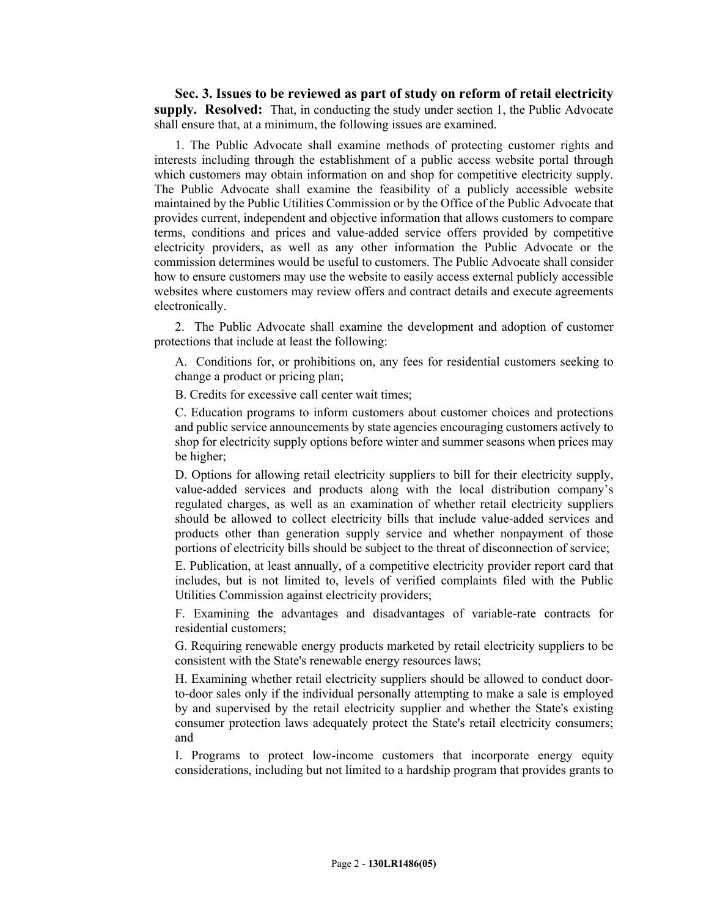**Sec. 3. Issues to be reviewed as part of study on reform of retail electricity supply. Resolved:** That, in conducting the study under section 1, the Public Advocate shall ensure that, at a minimum, the following issues are examined.

1. The Public Advocate shall examine methods of protecting customer rights and interests including through the establishment of a public access website portal through which customers may obtain information on and shop for competitive electricity supply. The Public Advocate shall examine the feasibility of a publicly accessible website maintained by the Public Utilities Commission or by the Office of the Public Advocate that provides current, independent and objective information that allows customers to compare terms, conditions and prices and value-added service offers provided by competitive electricity providers, as well as any other information the Public Advocate or the commission determines would be useful to customers. The Public Advocate shall consider how to ensure customers may use the website to easily access external publicly accessible websites where customers may review offers and contract details and execute agreements electronically.

2. The Public Advocate shall examine the development and adoption of customer protections that include at least the following:

A. Conditions for, or prohibitions on, any fees for residential customers seeking to change a product or pricing plan;

B. Credits for excessive call center wait times;

C. Education programs to inform customers about customer choices and protections and public service announcements by state agencies encouraging customers actively to shop for electricity supply options before winter and summer seasons when prices may be higher;

D. Options for allowing retail electricity suppliers to bill for their electricity supply, value-added services and products along with the local distribution company's regulated charges, as well as an examination of whether retail electricity suppliers should be allowed to collect electricity bills that include value-added services and products other than generation supply service and whether nonpayment of those portions of electricity bills should be subject to the threat of disconnection of service;

E. Publication, at least annually, of a competitive electricity provider report card that includes, but is not limited to, levels of verified complaints filed with the Public Utilities Commission against electricity providers;

F. Examining the advantages and disadvantages of variable-rate contracts for residential customers;

G. Requiring renewable energy products marketed by retail electricity suppliers to be consistent with the State's renewable energy resources laws;

H. Examining whether retail electricity suppliers should be allowed to conduct door-to-door sales only if the individual personally attempting to make a sale is employed by and supervised by the retail electricity supplier and whether the State's existing consumer protection laws adequately protect the State's retail electricity consumers; and

I. Programs to protect low-income customers that incorporate energy equity considerations, including but not limited to a hardship program that provides grants to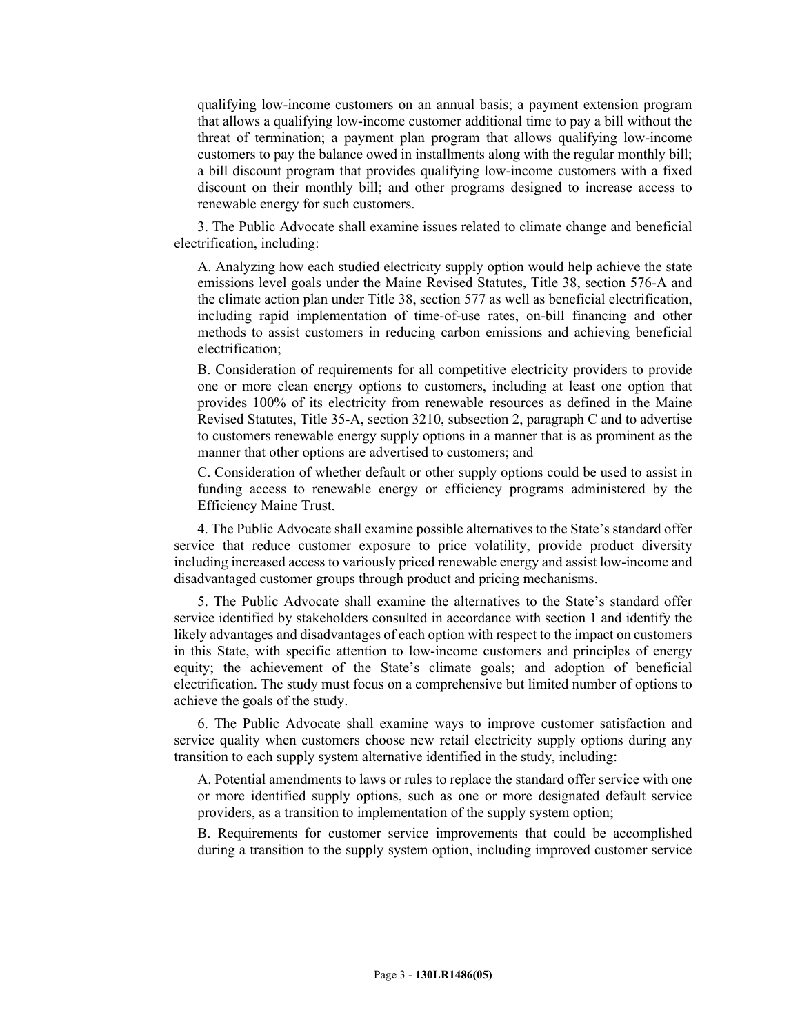qualifying low-income customers on an annual basis; a payment extension program that allows a qualifying low-income customer additional time to pay a bill without the threat of termination; a payment plan program that allows qualifying low-income customers to pay the balance owed in installments along with the regular monthly bill; a bill discount program that provides qualifying low-income customers with a fixed discount on their monthly bill; and other programs designed to increase access to renewable energy for such customers.

3. The Public Advocate shall examine issues related to climate change and beneficial electrification, including:

A. Analyzing how each studied electricity supply option would help achieve the state emissions level goals under the Maine Revised Statutes, Title 38, section 576-A and the climate action plan under Title 38, section 577 as well as beneficial electrification, including rapid implementation of time-of-use rates, on-bill financing and other methods to assist customers in reducing carbon emissions and achieving beneficial electrification;

B. Consideration of requirements for all competitive electricity providers to provide one or more clean energy options to customers, including at least one option that provides 100% of its electricity from renewable resources as defined in the Maine Revised Statutes, Title 35-A, section 3210, subsection 2, paragraph C and to advertise to customers renewable energy supply options in a manner that is as prominent as the manner that other options are advertised to customers; and

C. Consideration of whether default or other supply options could be used to assist in funding access to renewable energy or efficiency programs administered by the Efficiency Maine Trust.

4. The Public Advocate shall examine possible alternatives to the State's standard offer service that reduce customer exposure to price volatility, provide product diversity including increased access to variously priced renewable energy and assist low-income and disadvantaged customer groups through product and pricing mechanisms.

5. The Public Advocate shall examine the alternatives to the State's standard offer service identified by stakeholders consulted in accordance with section 1 and identify the likely advantages and disadvantages of each option with respect to the impact on customers in this State, with specific attention to low-income customers and principles of energy equity; the achievement of the State's climate goals; and adoption of beneficial electrification. The study must focus on a comprehensive but limited number of options to achieve the goals of the study.

6. The Public Advocate shall examine ways to improve customer satisfaction and service quality when customers choose new retail electricity supply options during any transition to each supply system alternative identified in the study, including:

A. Potential amendments to laws or rules to replace the standard offer service with one or more identified supply options, such as one or more designated default service providers, as a transition to implementation of the supply system option;

B. Requirements for customer service improvements that could be accomplished during a transition to the supply system option, including improved customer service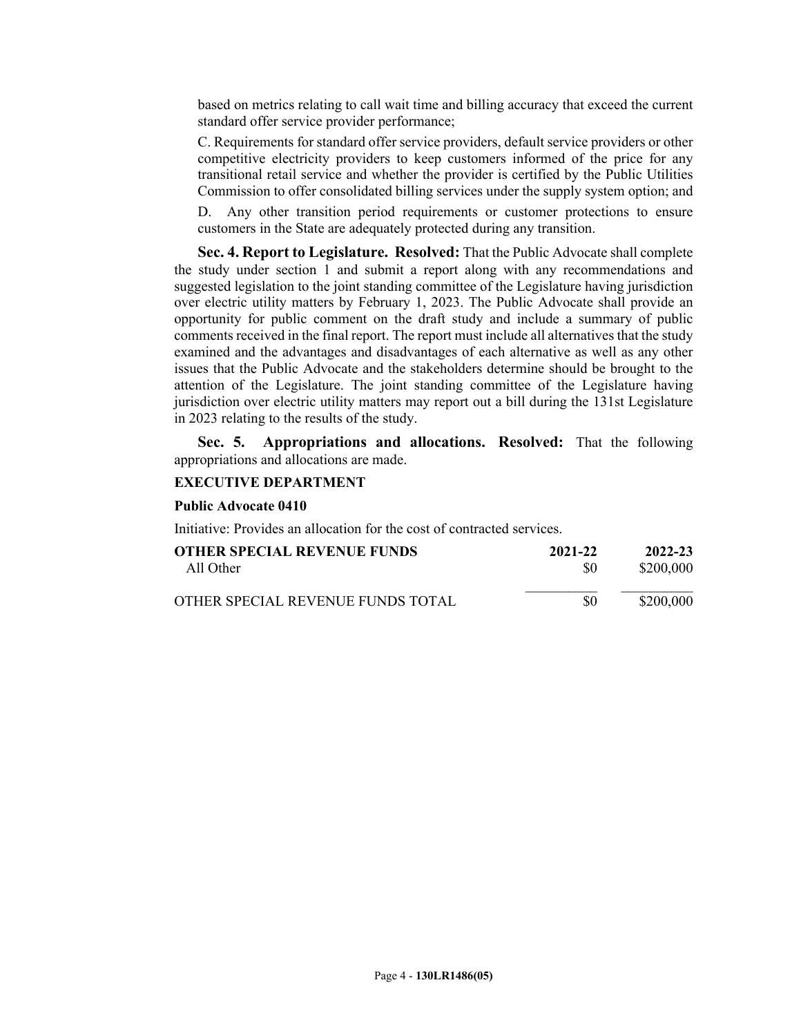based on metrics relating to call wait time and billing accuracy that exceed the current standard offer service provider performance;

C. Requirements for standard offer service providers, default service providers or other competitive electricity providers to keep customers informed of the price for any transitional retail service and whether the provider is certified by the Public Utilities Commission to offer consolidated billing services under the supply system option; and

D. Any other transition period requirements or customer protections to ensure customers in the State are adequately protected during any transition.

**Sec. 4. Report to Legislature. Resolved:** That the Public Advocate shall complete the study under section 1 and submit a report along with any recommendations and suggested legislation to the joint standing committee of the Legislature having jurisdiction over electric utility matters by February 1, 2023. The Public Advocate shall provide an opportunity for public comment on the draft study and include a summary of public comments received in the final report. The report must include all alternatives that the study examined and the advantages and disadvantages of each alternative as well as any other issues that the Public Advocate and the stakeholders determine should be brought to the attention of the Legislature. The joint standing committee of the Legislature having jurisdiction over electric utility matters may report out a bill during the 131st Legislature in 2023 relating to the results of the study.

**Sec. 5. Appropriations and allocations. Resolved:** That the following appropriations and allocations are made.

**EXECUTIVE DEPARTMENT**

**Public Advocate 0410**

Initiative: Provides an allocation for the cost of contracted services.

| **OTHER SPECIAL REVENUE FUNDS** | **2021-22** | **2022-23** |
|---|---|---|
| All Other | $0 | $200,000 |
| OTHER SPECIAL REVENUE FUNDS TOTAL | $0 | $200,000 |